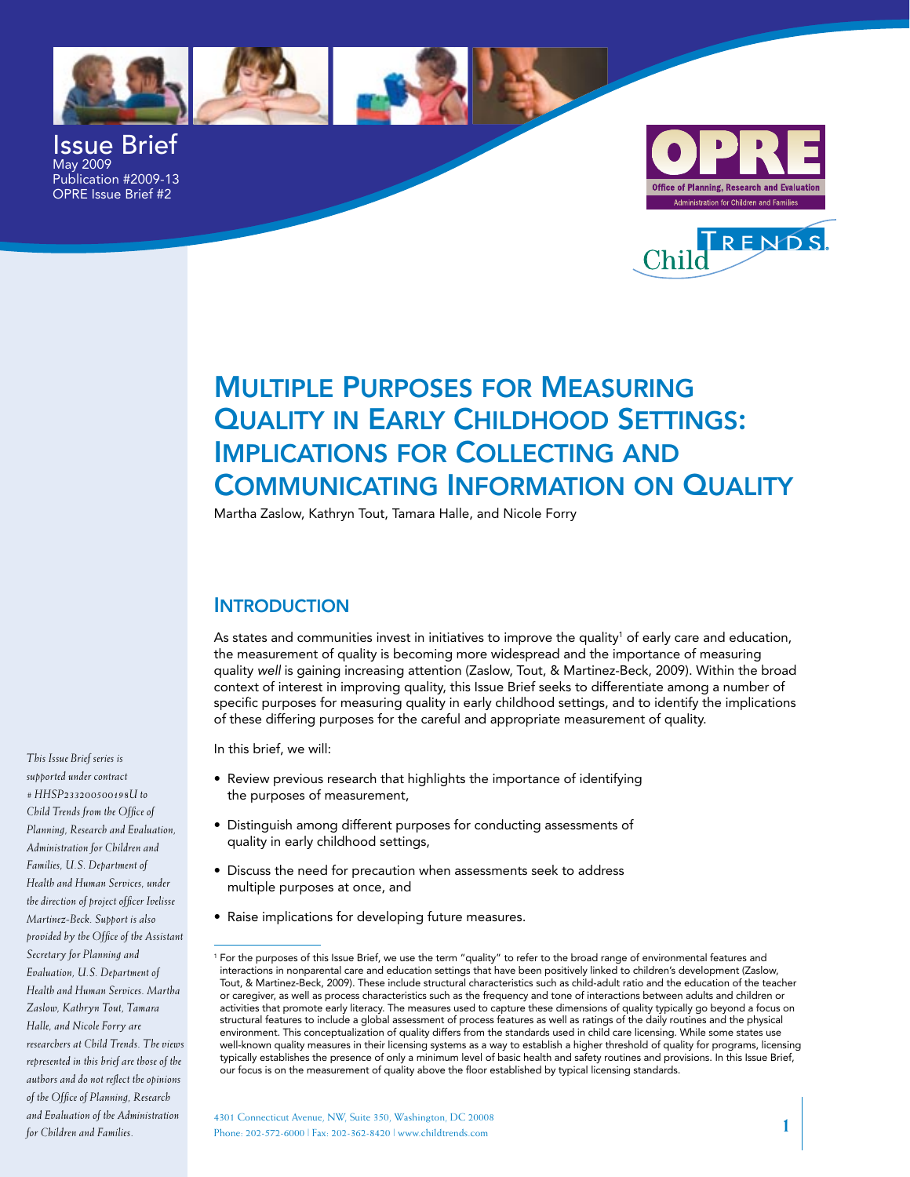Issue Brief
May 2009
Publication #2009-13
OPRE Issue Brief #2

# Multiple Purposes for Measuring Quality in Early Childhood Settings: Implications for Collecting and Communicating Information on Quality

Martha Zaslow, Kathryn Tout, Tamara Halle, and Nicole Forry

## Introduction

As states and communities invest in initiatives to improve the quality[1] of early care and education, the measurement of quality is becoming more widespread and the importance of measuring quality *well* is gaining increasing attention (Zaslow, Tout, & Martinez-Beck, 2009). Within the broad context of interest in improving quality, this Issue Brief seeks to differentiate among a number of specific purposes for measuring quality in early childhood settings, and to identify the implications of these differing purposes for the careful and appropriate measurement of quality.

In this brief, we will:

- Review previous research that highlights the importance of identifying the purposes of measurement,
- Distinguish among different purposes for conducting assessments of quality in early childhood settings,
- Discuss the need for precaution when assessments seek to address multiple purposes at once, and
- Raise implications for developing future measures.

*This Issue Brief series is supported under contract # HHSP233200500198U to Child Trends from the Office of Planning, Research and Evaluation, Administration for Children and Families, U.S. Department of Health and Human Services, under the direction of project officer Ivelisse Martinez-Beck. Support is also provided by the Office of the Assistant Secretary for Planning and Evaluation, U.S. Department of Health and Human Services. Martha Zaslow, Kathryn Tout, Tamara Halle, and Nicole Forry are researchers at Child Trends. The views represented in this brief are those of the authors and do not reflect the opinions of the Office of Planning, Research and Evaluation of the Administration for Children and Families.*

[1] For the purposes of this Issue Brief, we use the term "quality" to refer to the broad range of environmental features and interactions in nonparental care and education settings that have been positively linked to children's development (Zaslow, Tout, & Martinez-Beck, 2009). These include structural characteristics such as child-adult ratio and the education of the teacher or caregiver, as well as process characteristics such as the frequency and tone of interactions between adults and children or activities that promote early literacy. The measures used to capture these dimensions of quality typically go beyond a focus on structural features to include a global assessment of process features as well as ratings of the daily routines and the physical environment. This conceptualization of quality differs from the standards used in child care licensing. While some states use well-known quality measures in their licensing systems as a way to establish a higher threshold of quality for programs, licensing typically establishes the presence of only a minimum level of basic health and safety routines and provisions. In this Issue Brief, our focus is on the measurement of quality above the floor established by typical licensing standards.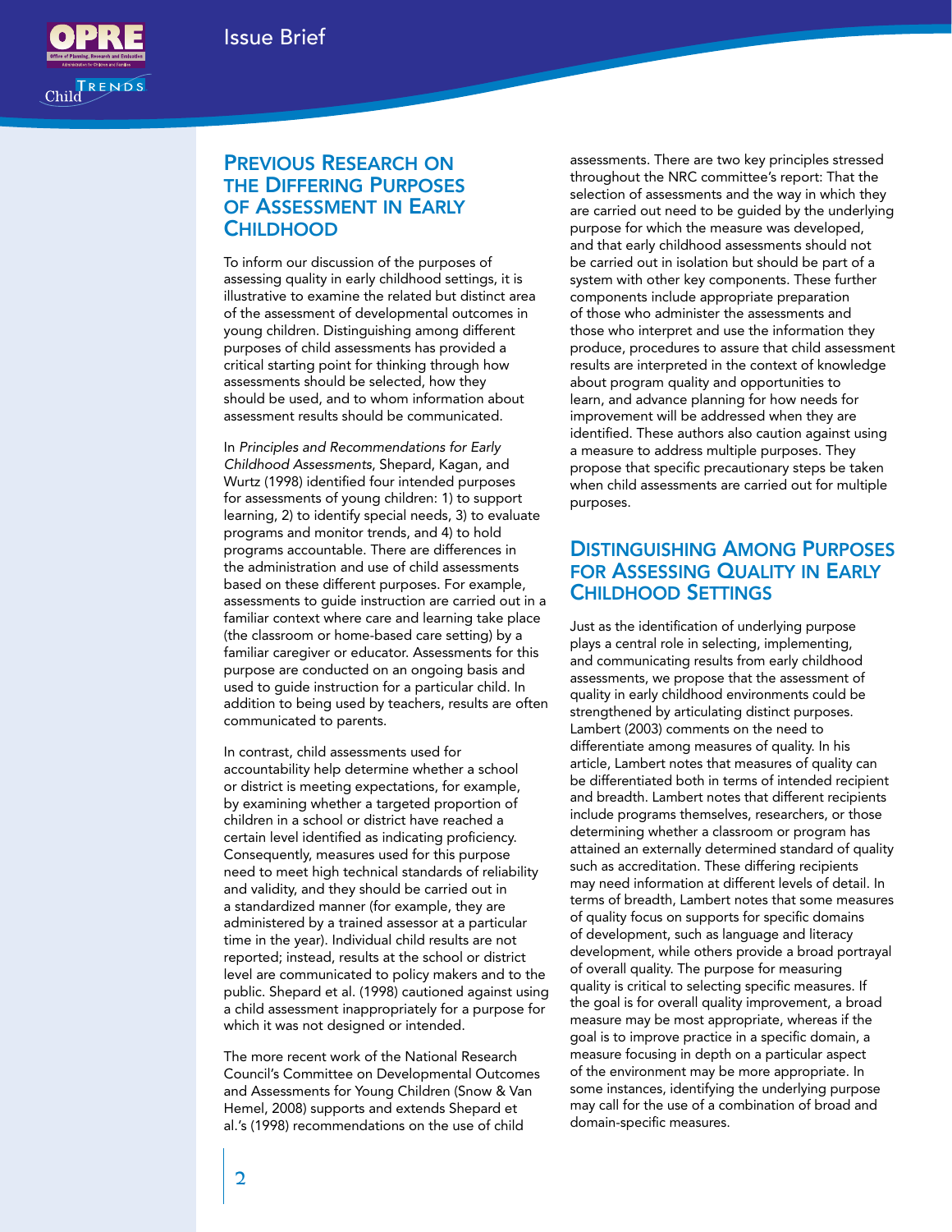## Previous Research on the Differing Purposes of Assessment in Early Childhood

To inform our discussion of the purposes of assessing quality in early childhood settings, it is illustrative to examine the related but distinct area of the assessment of developmental outcomes in young children. Distinguishing among different purposes of child assessments has provided a critical starting point for thinking through how assessments should be selected, how they should be used, and to whom information about assessment results should be communicated.

In *Principles and Recommendations for Early Childhood Assessments*, Shepard, Kagan, and Wurtz (1998) identified four intended purposes for assessments of young children: 1) to support learning, 2) to identify special needs, 3) to evaluate programs and monitor trends, and 4) to hold programs accountable. There are differences in the administration and use of child assessments based on these different purposes. For example, assessments to guide instruction are carried out in a familiar context where care and learning take place (the classroom or home-based care setting) by a familiar caregiver or educator. Assessments for this purpose are conducted on an ongoing basis and used to guide instruction for a particular child. In addition to being used by teachers, results are often communicated to parents.

In contrast, child assessments used for accountability help determine whether a school or district is meeting expectations, for example, by examining whether a targeted proportion of children in a school or district have reached a certain level identified as indicating proficiency. Consequently, measures used for this purpose need to meet high technical standards of reliability and validity, and they should be carried out in a standardized manner (for example, they are administered by a trained assessor at a particular time in the year). Individual child results are not reported; instead, results at the school or district level are communicated to policy makers and to the public. Shepard et al. (1998) cautioned against using a child assessment inappropriately for a purpose for which it was not designed or intended.

The more recent work of the National Research Council's Committee on Developmental Outcomes and Assessments for Young Children (Snow & Van Hemel, 2008) supports and extends Shepard et al.'s (1998) recommendations on the use of child assessments. There are two key principles stressed throughout the NRC committee's report: That the selection of assessments and the way in which they are carried out need to be guided by the underlying purpose for which the measure was developed, and that early childhood assessments should not be carried out in isolation but should be part of a system with other key components. These further components include appropriate preparation of those who administer the assessments and those who interpret and use the information they produce, procedures to assure that child assessment results are interpreted in the context of knowledge about program quality and opportunities to learn, and advance planning for how needs for improvement will be addressed when they are identified. These authors also caution against using a measure to address multiple purposes. They propose that specific precautionary steps be taken when child assessments are carried out for multiple purposes.

## Distinguishing Among Purposes for Assessing Quality in Early Childhood Settings

Just as the identification of underlying purpose plays a central role in selecting, implementing, and communicating results from early childhood assessments, we propose that the assessment of quality in early childhood environments could be strengthened by articulating distinct purposes. Lambert (2003) comments on the need to differentiate among measures of quality. In his article, Lambert notes that measures of quality can be differentiated both in terms of intended recipient and breadth. Lambert notes that different recipients include programs themselves, researchers, or those determining whether a classroom or program has attained an externally determined standard of quality such as accreditation. These differing recipients may need information at different levels of detail. In terms of breadth, Lambert notes that some measures of quality focus on supports for specific domains of development, such as language and literacy development, while others provide a broad portrayal of overall quality. The purpose for measuring quality is critical to selecting specific measures. If the goal is for overall quality improvement, a broad measure may be most appropriate, whereas if the goal is to improve practice in a specific domain, a measure focusing in depth on a particular aspect of the environment may be more appropriate. In some instances, identifying the underlying purpose may call for the use of a combination of broad and domain-specific measures.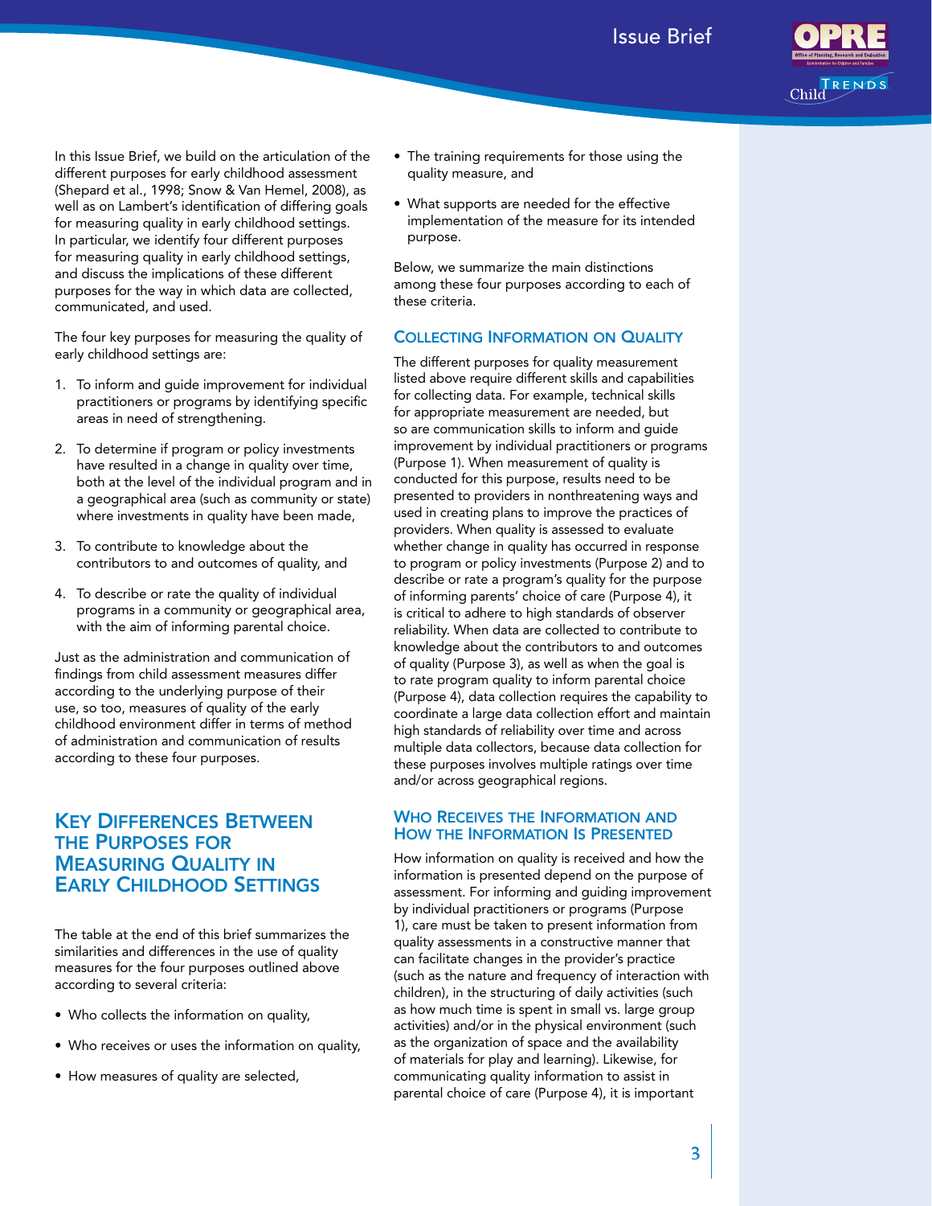In this Issue Brief, we build on the articulation of the different purposes for early childhood assessment (Shepard et al., 1998; Snow & Van Hemel, 2008), as well as on Lambert's identification of differing goals for measuring quality in early childhood settings. In particular, we identify four different purposes for measuring quality in early childhood settings, and discuss the implications of these different purposes for the way in which data are collected, communicated, and used.

The four key purposes for measuring the quality of early childhood settings are:

1. To inform and guide improvement for individual practitioners or programs by identifying specific areas in need of strengthening.
2. To determine if program or policy investments have resulted in a change in quality over time, both at the level of the individual program and in a geographical area (such as community or state) where investments in quality have been made,
3. To contribute to knowledge about the contributors to and outcomes of quality, and
4. To describe or rate the quality of individual programs in a community or geographical area, with the aim of informing parental choice.

Just as the administration and communication of findings from child assessment measures differ according to the underlying purpose of their use, so too, measures of quality of the early childhood environment differ in terms of method of administration and communication of results according to these four purposes.

## Key Differences Between the Purposes for Measuring Quality in Early Childhood Settings

The table at the end of this brief summarizes the similarities and differences in the use of quality measures for the four purposes outlined above according to several criteria:

- Who collects the information on quality,
- Who receives or uses the information on quality,
- How measures of quality are selected,
- The training requirements for those using the quality measure, and
- What supports are needed for the effective implementation of the measure for its intended purpose.

Below, we summarize the main distinctions among these four purposes according to each of these criteria.

### Collecting Information on Quality

The different purposes for quality measurement listed above require different skills and capabilities for collecting data. For example, technical skills for appropriate measurement are needed, but so are communication skills to inform and guide improvement by individual practitioners or programs (Purpose 1). When measurement of quality is conducted for this purpose, results need to be presented to providers in nonthreatening ways and used in creating plans to improve the practices of providers. When quality is assessed to evaluate whether change in quality has occurred in response to program or policy investments (Purpose 2) and to describe or rate a program's quality for the purpose of informing parents' choice of care (Purpose 4), it is critical to adhere to high standards of observer reliability. When data are collected to contribute to knowledge about the contributors to and outcomes of quality (Purpose 3), as well as when the goal is to rate program quality to inform parental choice (Purpose 4), data collection requires the capability to coordinate a large data collection effort and maintain high standards of reliability over time and across multiple data collectors, because data collection for these purposes involves multiple ratings over time and/or across geographical regions.

### Who Receives the Information and How the Information Is Presented

How information on quality is received and how the information is presented depend on the purpose of assessment. For informing and guiding improvement by individual practitioners or programs (Purpose 1), care must be taken to present information from quality assessments in a constructive manner that can facilitate changes in the provider's practice (such as the nature and frequency of interaction with children), in the structuring of daily activities (such as how much time is spent in small vs. large group activities) and/or in the physical environment (such as the organization of space and the availability of materials for play and learning). Likewise, for communicating quality information to assist in parental choice of care (Purpose 4), it is important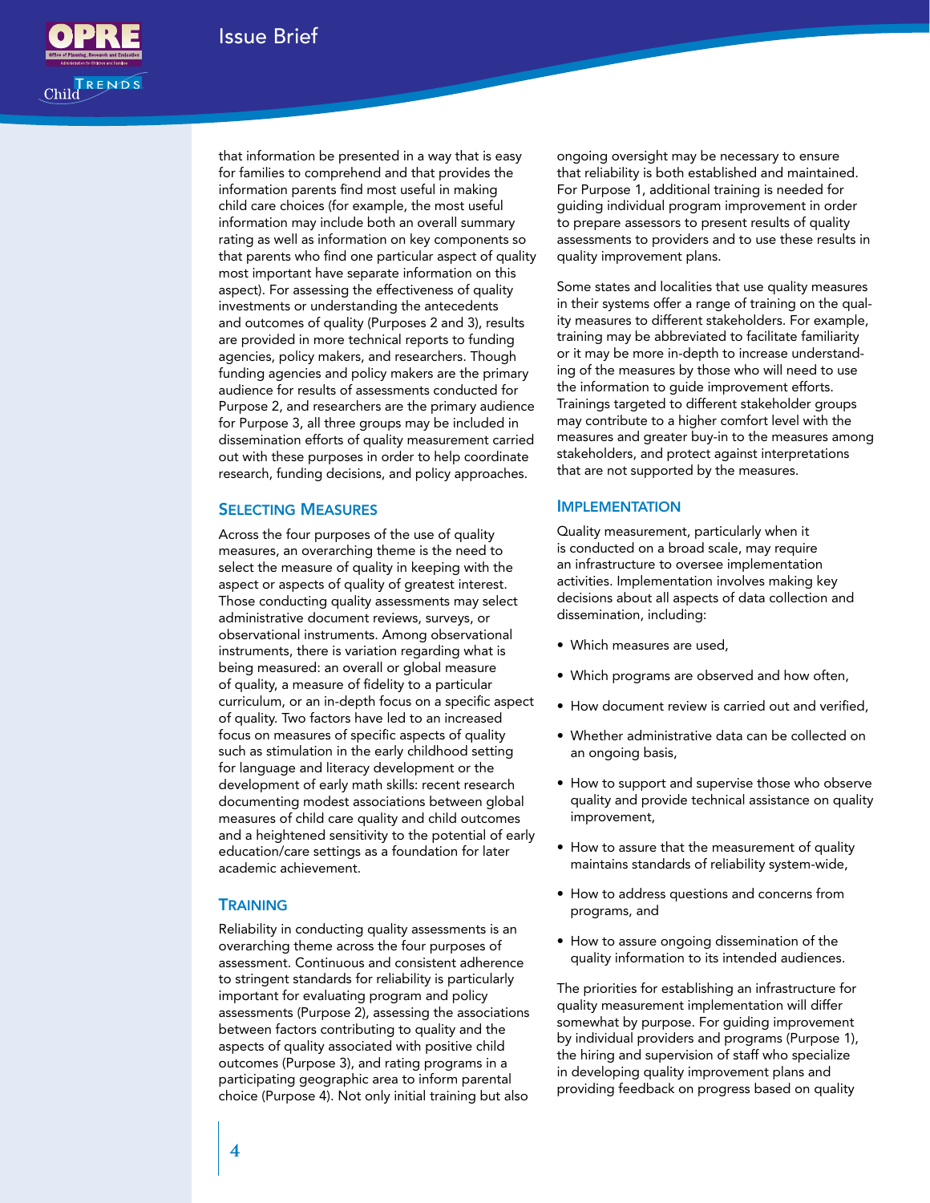that information be presented in a way that is easy for families to comprehend and that provides the information parents find most useful in making child care choices (for example, the most useful information may include both an overall summary rating as well as information on key components so that parents who find one particular aspect of quality most important have separate information on this aspect). For assessing the effectiveness of quality investments or understanding the antecedents and outcomes of quality (Purposes 2 and 3), results are provided in more technical reports to funding agencies, policy makers, and researchers. Though funding agencies and policy makers are the primary audience for results of assessments conducted for Purpose 2, and researchers are the primary audience for Purpose 3, all three groups may be included in dissemination efforts of quality measurement carried out with these purposes in order to help coordinate research, funding decisions, and policy approaches.

## Selecting Measures

Across the four purposes of the use of quality measures, an overarching theme is the need to select the measure of quality in keeping with the aspect or aspects of quality of greatest interest. Those conducting quality assessments may select administrative document reviews, surveys, or observational instruments. Among observational instruments, there is variation regarding what is being measured: an overall or global measure of quality, a measure of fidelity to a particular curriculum, or an in-depth focus on a specific aspect of quality. Two factors have led to an increased focus on measures of specific aspects of quality such as stimulation in the early childhood setting for language and literacy development or the development of early math skills: recent research documenting modest associations between global measures of child care quality and child outcomes and a heightened sensitivity to the potential of early education/care settings as a foundation for later academic achievement.

## Training

Reliability in conducting quality assessments is an overarching theme across the four purposes of assessment. Continuous and consistent adherence to stringent standards for reliability is particularly important for evaluating program and policy assessments (Purpose 2), assessing the associations between factors contributing to quality and the aspects of quality associated with positive child outcomes (Purpose 3), and rating programs in a participating geographic area to inform parental choice (Purpose 4). Not only initial training but also ongoing oversight may be necessary to ensure that reliability is both established and maintained. For Purpose 1, additional training is needed for guiding individual program improvement in order to prepare assessors to present results of quality assessments to providers and to use these results in quality improvement plans.

Some states and localities that use quality measures in their systems offer a range of training on the quality measures to different stakeholders. For example, training may be abbreviated to facilitate familiarity or it may be more in-depth to increase understanding of the measures by those who will need to use the information to guide improvement efforts. Trainings targeted to different stakeholder groups may contribute to a higher comfort level with the measures and greater buy-in to the measures among stakeholders, and protect against interpretations that are not supported by the measures.

## Implementation

Quality measurement, particularly when it is conducted on a broad scale, may require an infrastructure to oversee implementation activities. Implementation involves making key decisions about all aspects of data collection and dissemination, including:

- Which measures are used,
- Which programs are observed and how often,
- How document review is carried out and verified,
- Whether administrative data can be collected on an ongoing basis,
- How to support and supervise those who observe quality and provide technical assistance on quality improvement,
- How to assure that the measurement of quality maintains standards of reliability system-wide,
- How to address questions and concerns from programs, and
- How to assure ongoing dissemination of the quality information to its intended audiences.

The priorities for establishing an infrastructure for quality measurement implementation will differ somewhat by purpose. For guiding improvement by individual providers and programs (Purpose 1), the hiring and supervision of staff who specialize in developing quality improvement plans and providing feedback on progress based on quality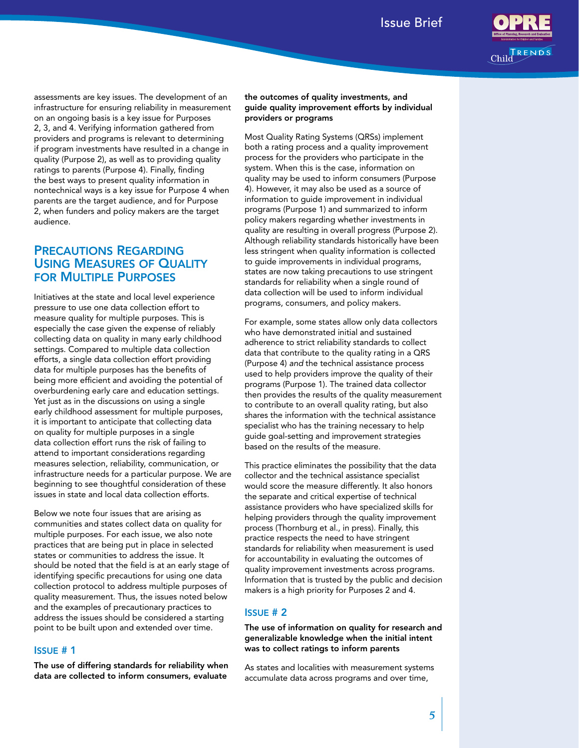assessments are key issues. The development of an infrastructure for ensuring reliability in measurement on an ongoing basis is a key issue for Purposes 2, 3, and 4. Verifying information gathered from providers and programs is relevant to determining if program investments have resulted in a change in quality (Purpose 2), as well as to providing quality ratings to parents (Purpose 4). Finally, finding the best ways to present quality information in nontechnical ways is a key issue for Purpose 4 when parents are the target audience, and for Purpose 2, when funders and policy makers are the target audience.

## Precautions Regarding Using Measures of Quality for Multiple Purposes

Initiatives at the state and local level experience pressure to use one data collection effort to measure quality for multiple purposes. This is especially the case given the expense of reliably collecting data on quality in many early childhood settings. Compared to multiple data collection efforts, a single data collection effort providing data for multiple purposes has the benefits of being more efficient and avoiding the potential of overburdening early care and education settings. Yet just as in the discussions on using a single early childhood assessment for multiple purposes, it is important to anticipate that collecting data on quality for multiple purposes in a single data collection effort runs the risk of failing to attend to important considerations regarding measures selection, reliability, communication, or infrastructure needs for a particular purpose. We are beginning to see thoughtful consideration of these issues in state and local data collection efforts.

Below we note four issues that are arising as communities and states collect data on quality for multiple purposes. For each issue, we also note practices that are being put in place in selected states or communities to address the issue. It should be noted that the field is at an early stage of identifying specific precautions for using one data collection protocol to address multiple purposes of quality measurement. Thus, the issues noted below and the examples of precautionary practices to address the issues should be considered a starting point to be built upon and extended over time.

### Issue # 1

**The use of differing standards for reliability when data are collected to inform consumers, evaluate the outcomes of quality investments, and guide quality improvement efforts by individual providers or programs**

Most Quality Rating Systems (QRSs) implement both a rating process and a quality improvement process for the providers who participate in the system. When this is the case, information on quality may be used to inform consumers (Purpose 4). However, it may also be used as a source of information to guide improvement in individual programs (Purpose 1) and summarized to inform policy makers regarding whether investments in quality are resulting in overall progress (Purpose 2). Although reliability standards historically have been less stringent when quality information is collected to guide improvements in individual programs, states are now taking precautions to use stringent standards for reliability when a single round of data collection will be used to inform individual programs, consumers, and policy makers.

For example, some states allow only data collectors who have demonstrated initial and sustained adherence to strict reliability standards to collect data that contribute to the quality rating in a QRS (Purpose 4) *and* the technical assistance process used to help providers improve the quality of their programs (Purpose 1). The trained data collector then provides the results of the quality measurement to contribute to an overall quality rating, but also shares the information with the technical assistance specialist who has the training necessary to help guide goal-setting and improvement strategies based on the results of the measure.

This practice eliminates the possibility that the data collector and the technical assistance specialist would score the measure differently. It also honors the separate and critical expertise of technical assistance providers who have specialized skills for helping providers through the quality improvement process (Thornburg et al., in press). Finally, this practice respects the need to have stringent standards for reliability when measurement is used for accountability in evaluating the outcomes of quality improvement investments across programs. Information that is trusted by the public and decision makers is a high priority for Purposes 2 and 4.

### Issue # 2

**The use of information on quality for research and generalizable knowledge when the initial intent was to collect ratings to inform parents**

As states and localities with measurement systems accumulate data across programs and over time,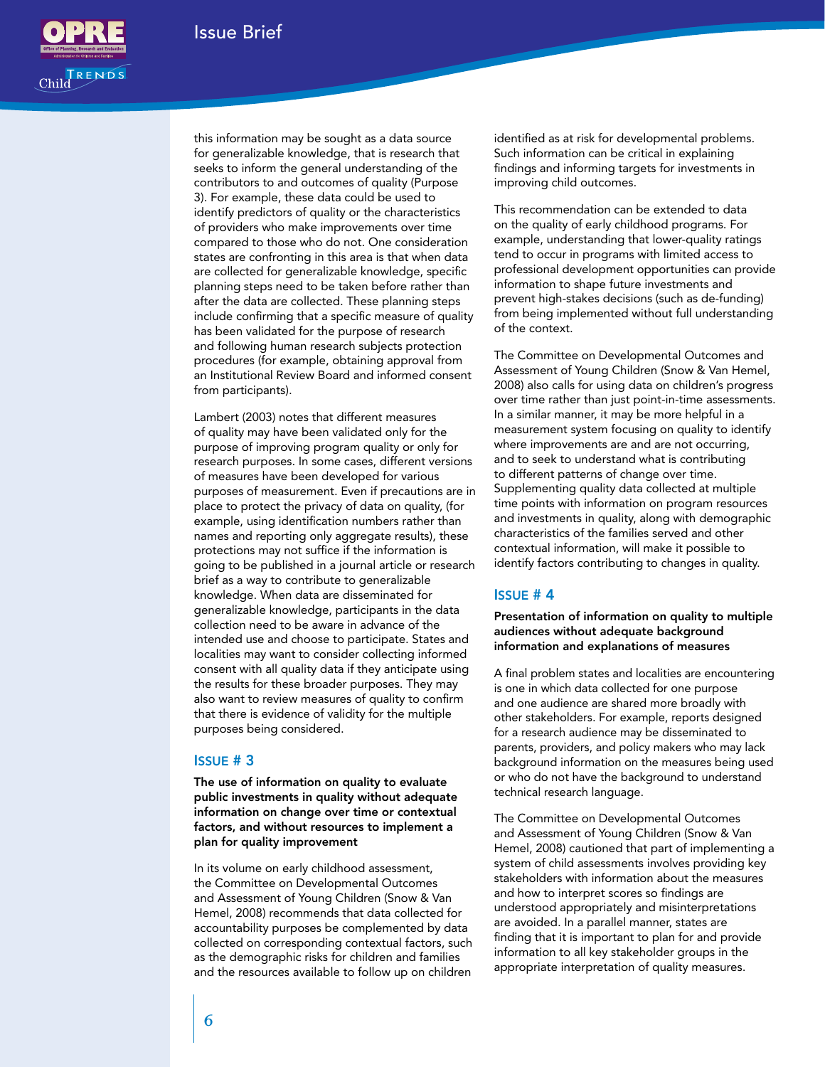this information may be sought as a data source for generalizable knowledge, that is research that seeks to inform the general understanding of the contributors to and outcomes of quality (Purpose 3). For example, these data could be used to identify predictors of quality or the characteristics of providers who make improvements over time compared to those who do not. One consideration states are confronting in this area is that when data are collected for generalizable knowledge, specific planning steps need to be taken before rather than after the data are collected. These planning steps include confirming that a specific measure of quality has been validated for the purpose of research and following human research subjects protection procedures (for example, obtaining approval from an Institutional Review Board and informed consent from participants).

Lambert (2003) notes that different measures of quality may have been validated only for the purpose of improving program quality or only for research purposes. In some cases, different versions of measures have been developed for various purposes of measurement. Even if precautions are in place to protect the privacy of data on quality, (for example, using identification numbers rather than names and reporting only aggregate results), these protections may not suffice if the information is going to be published in a journal article or research brief as a way to contribute to generalizable knowledge. When data are disseminated for generalizable knowledge, participants in the data collection need to be aware in advance of the intended use and choose to participate. States and localities may want to consider collecting informed consent with all quality data if they anticipate using the results for these broader purposes. They may also want to review measures of quality to confirm that there is evidence of validity for the multiple purposes being considered.

### Issue # 3

**The use of information on quality to evaluate public investments in quality without adequate information on change over time or contextual factors, and without resources to implement a plan for quality improvement**

In its volume on early childhood assessment, the Committee on Developmental Outcomes and Assessment of Young Children (Snow & Van Hemel, 2008) recommends that data collected for accountability purposes be complemented by data collected on corresponding contextual factors, such as the demographic risks for children and families and the resources available to follow up on children identified as at risk for developmental problems. Such information can be critical in explaining findings and informing targets for investments in improving child outcomes.

This recommendation can be extended to data on the quality of early childhood programs. For example, understanding that lower-quality ratings tend to occur in programs with limited access to professional development opportunities can provide information to shape future investments and prevent high-stakes decisions (such as de-funding) from being implemented without full understanding of the context.

The Committee on Developmental Outcomes and Assessment of Young Children (Snow & Van Hemel, 2008) also calls for using data on children's progress over time rather than just point-in-time assessments. In a similar manner, it may be more helpful in a measurement system focusing on quality to identify where improvements are and are not occurring, and to seek to understand what is contributing to different patterns of change over time. Supplementing quality data collected at multiple time points with information on program resources and investments in quality, along with demographic characteristics of the families served and other contextual information, will make it possible to identify factors contributing to changes in quality.

### Issue # 4

**Presentation of information on quality to multiple audiences without adequate background information and explanations of measures**

A final problem states and localities are encountering is one in which data collected for one purpose and one audience are shared more broadly with other stakeholders. For example, reports designed for a research audience may be disseminated to parents, providers, and policy makers who may lack background information on the measures being used or who do not have the background to understand technical research language.

The Committee on Developmental Outcomes and Assessment of Young Children (Snow & Van Hemel, 2008) cautioned that part of implementing a system of child assessments involves providing key stakeholders with information about the measures and how to interpret scores so findings are understood appropriately and misinterpretations are avoided. In a parallel manner, states are finding that it is important to plan for and provide information to all key stakeholder groups in the appropriate interpretation of quality measures.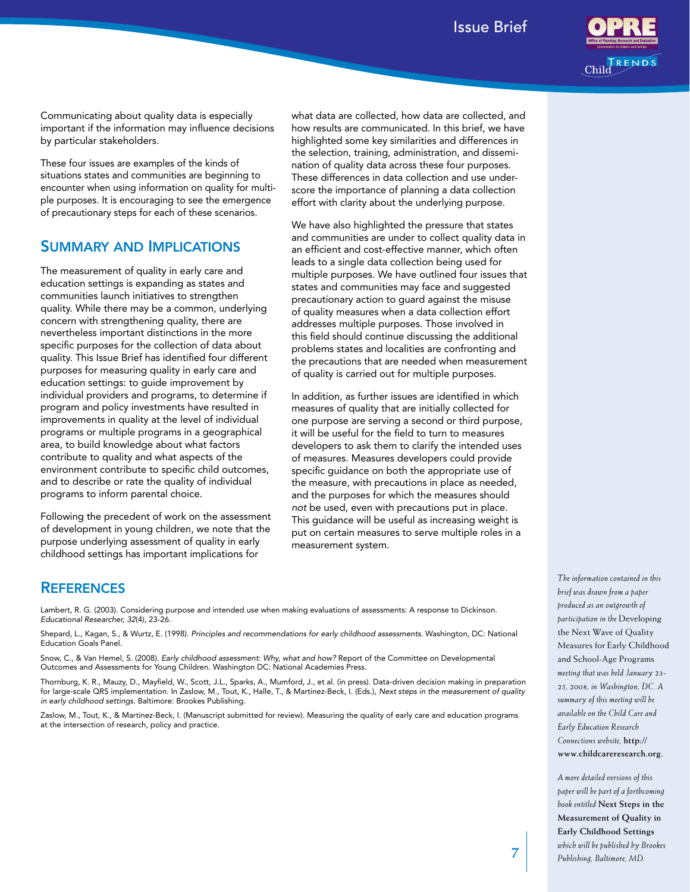Communicating about quality data is especially important if the information may influence decisions by particular stakeholders.

These four issues are examples of the kinds of situations states and communities are beginning to encounter when using information on quality for multiple purposes. It is encouraging to see the emergence of precautionary steps for each of these scenarios.

## Summary and Implications

The measurement of quality in early care and education settings is expanding as states and communities launch initiatives to strengthen quality. While there may be a common, underlying concern with strengthening quality, there are nevertheless important distinctions in the more specific purposes for the collection of data about quality. This Issue Brief has identified four different purposes for measuring quality in early care and education settings: to guide improvement by individual providers and programs, to determine if program and policy investments have resulted in improvements in quality at the level of individual programs or multiple programs in a geographical area, to build knowledge about what factors contribute to quality and what aspects of the environment contribute to specific child outcomes, and to describe or rate the quality of individual programs to inform parental choice.

Following the precedent of work on the assessment of development in young children, we note that the purpose underlying assessment of quality in early childhood settings has important implications for what data are collected, how data are collected, and how results are communicated. In this brief, we have highlighted some key similarities and differences in the selection, training, administration, and dissemination of quality data across these four purposes. These differences in data collection and use underscore the importance of planning a data collection effort with clarity about the underlying purpose.

We have also highlighted the pressure that states and communities are under to collect quality data in an efficient and cost-effective manner, which often leads to a single data collection being used for multiple purposes. We have outlined four issues that states and communities may face and suggested precautionary action to guard against the misuse of quality measures when a data collection effort addresses multiple purposes. Those involved in this field should continue discussing the additional problems states and localities are confronting and the precautions that are needed when measurement of quality is carried out for multiple purposes.

In addition, as further issues are identified in which measures of quality that are initially collected for one purpose are serving a second or third purpose, it will be useful for the field to turn to measures developers to ask them to clarify the intended uses of measures. Measures developers could provide specific guidance on both the appropriate use of the measure, with precautions in place as needed, and the purposes for which the measures should *not* be used, even with precautions put in place. This guidance will be useful as increasing weight is put on certain measures to serve multiple roles in a measurement system.

## References

Lambert, R. G. (2003). Considering purpose and intended use when making evaluations of assessments: A response to Dickinson. *Educational Researcher, 32*(4), 23-26.

Shepard, L., Kagan, S., & Wurtz, E. (1998). *Principles and recommendations for early childhood assessments.* Washington, DC: National Education Goals Panel.

Snow, C., & Van Hemel, S. (2008). *Early childhood assessment: Why, what and how?* Report of the Committee on Developmental Outcomes and Assessments for Young Children. Washington DC: National Academies Press.

Thornburg, K. R., Mauzy, D., Mayfield, W., Scott, J.L., Sparks, A., Mumford, J., et al. (in press). Data-driven decision making in preparation for large-scale QRS implementation. In Zaslow, M., Tout, K., Halle, T., & Martinez-Beck, I. (Eds.), *Next steps in the measurement of quality in early childhood settings.* Baltimore: Brookes Publishing.

Zaslow, M., Tout, K., & Martinez-Beck, I. (Manuscript submitted for review). Measuring the quality of early care and education programs at the intersection of research, policy and practice.

*The information contained in this brief was drawn from a paper produced as an outgrowth of participation in the* Developing the Next Wave of Quality Measures for Early Childhood and School-Age Programs *meeting that was held January 23-25, 2008, in Washington, DC. A summary of this meeting will be available on the Child Care and Early Education Research Connections website,* **http://www.childcareresearch.org**.

*A more detailed versions of this paper will be part of a forthcoming book entitled* **Next Steps in the Measurement of Quality in Early Childhood Settings** *which will be published by Brookes Publishing, Baltimore, MD.*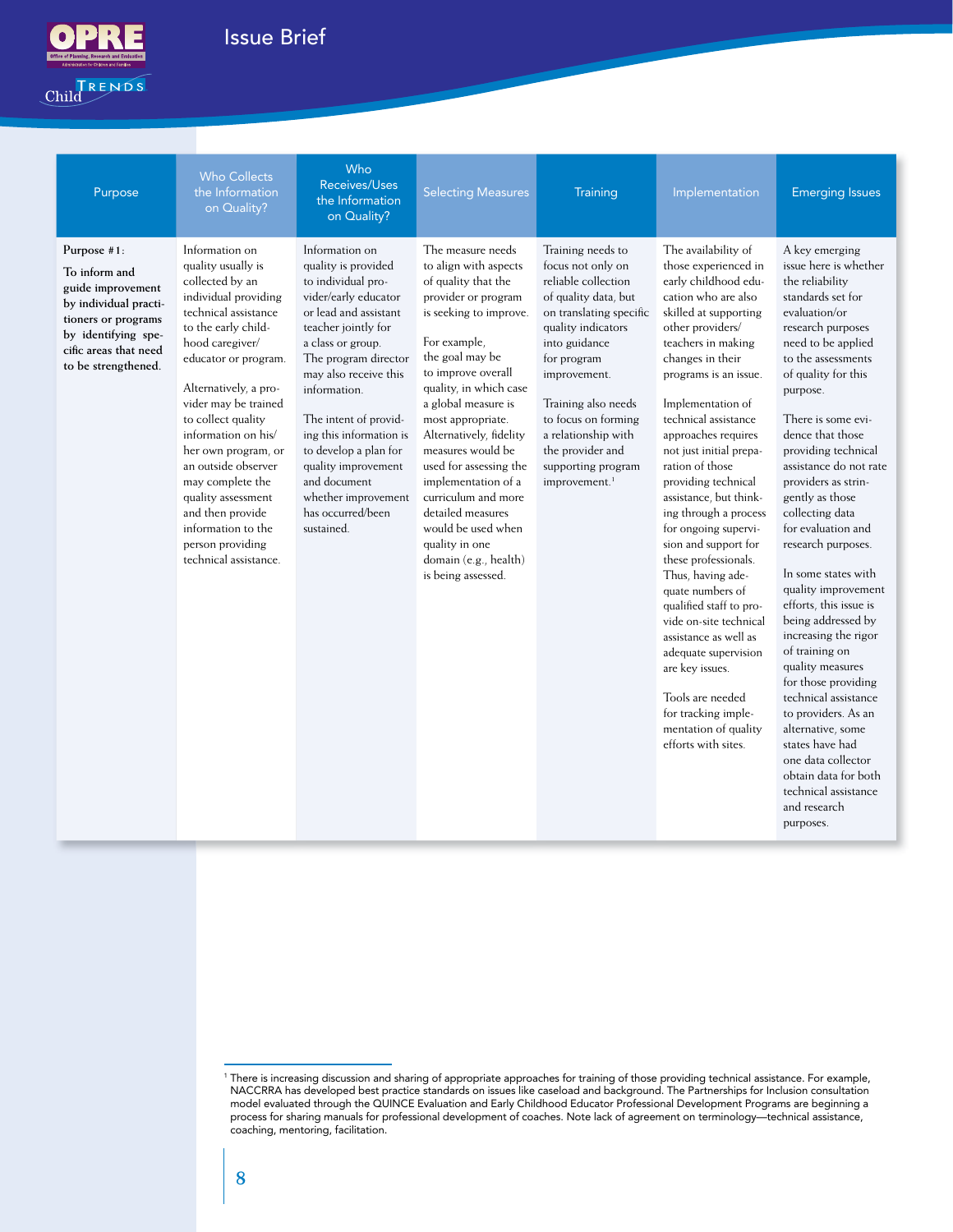| Purpose | Who Collects the Information on Quality? | Who Receives/Uses the Information on Quality? | Selecting Measures | Training | Implementation | Emerging Issues |
|---|---|---|---|---|---|---|
| **Purpose #1:** **To inform and guide improvement by individual practitioners or programs by identifying specific areas that need to be strengthened.** | Information on quality usually is collected by an individual providing technical assistance to the early childhood caregiver/ educator or program. Alternatively, a provider may be trained to collect quality information on his/ her own program, or an outside observer may complete the quality assessment and then provide information to the person providing technical assistance. | Information on quality is provided to individual provider/early educator or lead and assistant teacher jointly for a class or group. The program director may also receive this information. The intent of providing this information is to develop a plan for quality improvement and document whether improvement has occurred/been sustained. | The measure needs to align with aspects of quality that the provider or program is seeking to improve. For example, the goal may be to improve overall quality, in which case a global measure is most appropriate. Alternatively, fidelity measures would be used for assessing the implementation of a curriculum and more detailed measures would be used when quality in one domain (e.g., health) is being assessed. | Training needs to focus not only on reliable collection of quality data, but on translating specific quality indicators into guidance for program improvement. Training also needs to focus on forming a relationship with the provider and supporting program improvement.[1] | The availability of those experienced in early childhood education who are also skilled at supporting other providers/ teachers in making changes in their programs is an issue. Implementation of technical assistance approaches requires not just initial preparation of those providing technical assistance, but thinking through a process for ongoing supervision and support for these professionals. Thus, having adequate numbers of qualified staff to provide on-site technical assistance as well as adequate supervision are key issues. Tools are needed for tracking implementation of quality efforts with sites. | A key emerging issue here is whether the reliability standards set for evaluation/or research purposes need to be applied to the assessments of quality for this purpose. There is some evidence that those providing technical assistance do not rate providers as stringently as those collecting data for evaluation and research purposes. In some states with quality improvement efforts, this issue is being addressed by increasing the rigor of training on quality measures for those providing technical assistance to providers. As an alternative, some states have had one data collector obtain data for both technical assistance and research purposes. |

[1] There is increasing discussion and sharing of appropriate approaches for training of those providing technical assistance. For example, NACCRRA has developed best practice standards on issues like caseload and background. The Partnerships for Inclusion consultation model evaluated through the QUINCE Evaluation and Early Childhood Educator Professional Development Programs are beginning a process for sharing manuals for professional development of coaches. Note lack of agreement on terminology—technical assistance, coaching, mentoring, facilitation.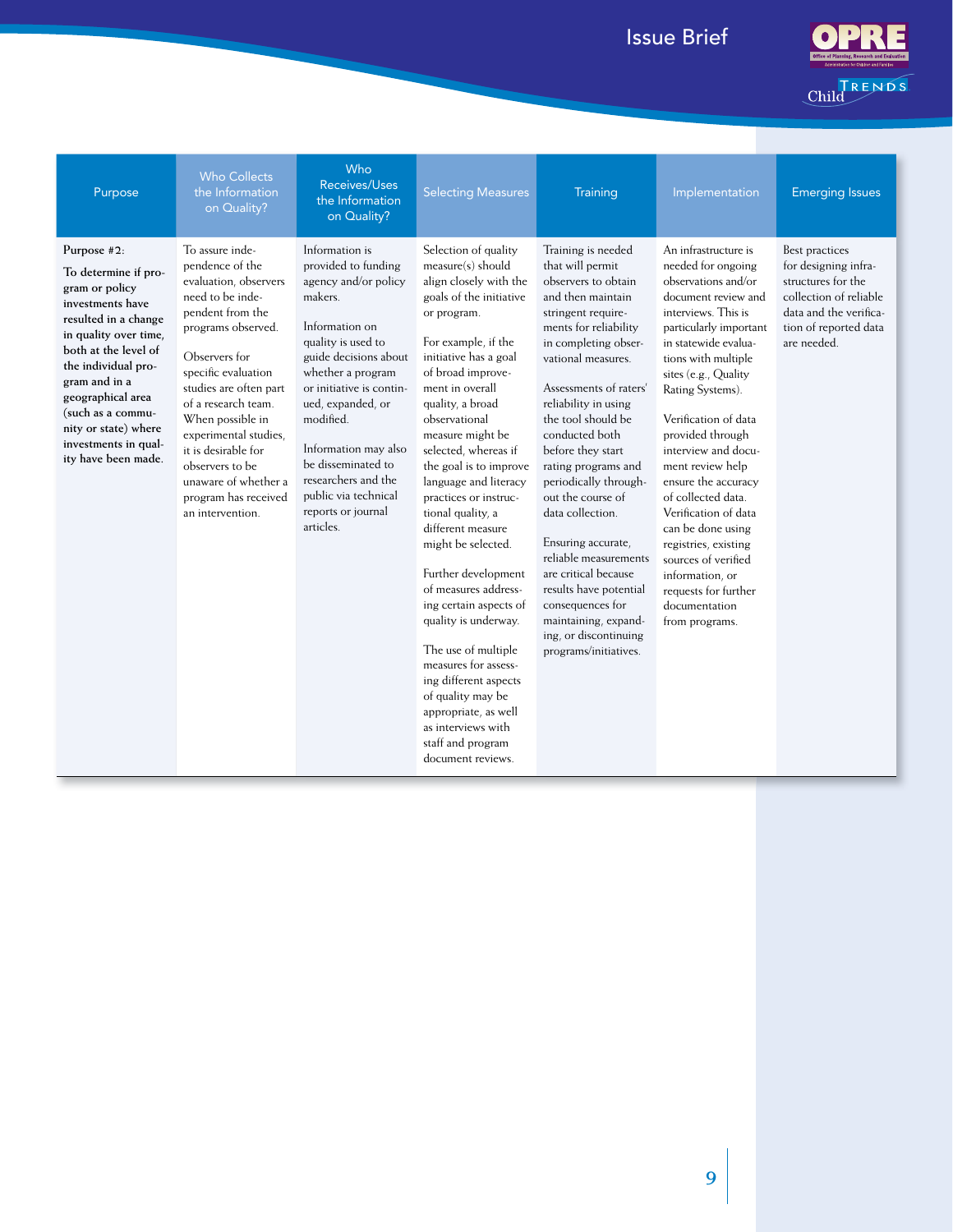| Purpose | Who Collects the Information on Quality? | Who Receives/Uses the Information on Quality? | Selecting Measures | Training | Implementation | Emerging Issues |
|---|---|---|---|---|---|---|
| Purpose #2: **To determine if program or policy investments have resulted in a change in quality over time, both at the level of the individual program and in a geographical area (such as a community or state) where investments in quality have been made.** | To assure independence of the evaluation, observers need to be independent from the programs observed.<br><br>Observers for specific evaluation studies are often part of a research team. When possible in experimental studies, it is desirable for observers to be unaware of whether a program has received an intervention. | Information is provided to funding agency and/or policy makers.<br><br>Information on quality is used to guide decisions about whether a program or initiative is continued, expanded, or modified.<br><br>Information may also be disseminated to researchers and the public via technical reports or journal articles. | Selection of quality measure(s) should align closely with the goals of the initiative or program.<br><br>For example, if the initiative has a goal of broad improvement in overall quality, a broad observational measure might be selected, whereas if the goal is to improve language and literacy practices or instructional quality, a different measure might be selected.<br><br>Further development of measures addressing certain aspects of quality is underway.<br><br>The use of multiple measures for assessing different aspects of quality may be appropriate, as well as interviews with staff and program document reviews. | Training is needed that will permit observers to obtain and then maintain stringent requirements for reliability in completing observational measures.<br><br>Assessments of raters' reliability in using the tool should be conducted both before they start rating programs and periodically throughout the course of data collection.<br><br>Ensuring accurate, reliable measurements are critical because results have potential consequences for maintaining, expanding, or discontinuing programs/initiatives. | An infrastructure is needed for ongoing observations and/or document review and interviews. This is particularly important in statewide evaluations with multiple sites (e.g., Quality Rating Systems).<br><br>Verification of data provided through interview and document review help ensure the accuracy of collected data. Verification of data can be done using registries, existing sources of verified information, or requests for further documentation from programs. | Best practices for designing infrastructures for the collection of reliable data and the verification of reported data are needed. |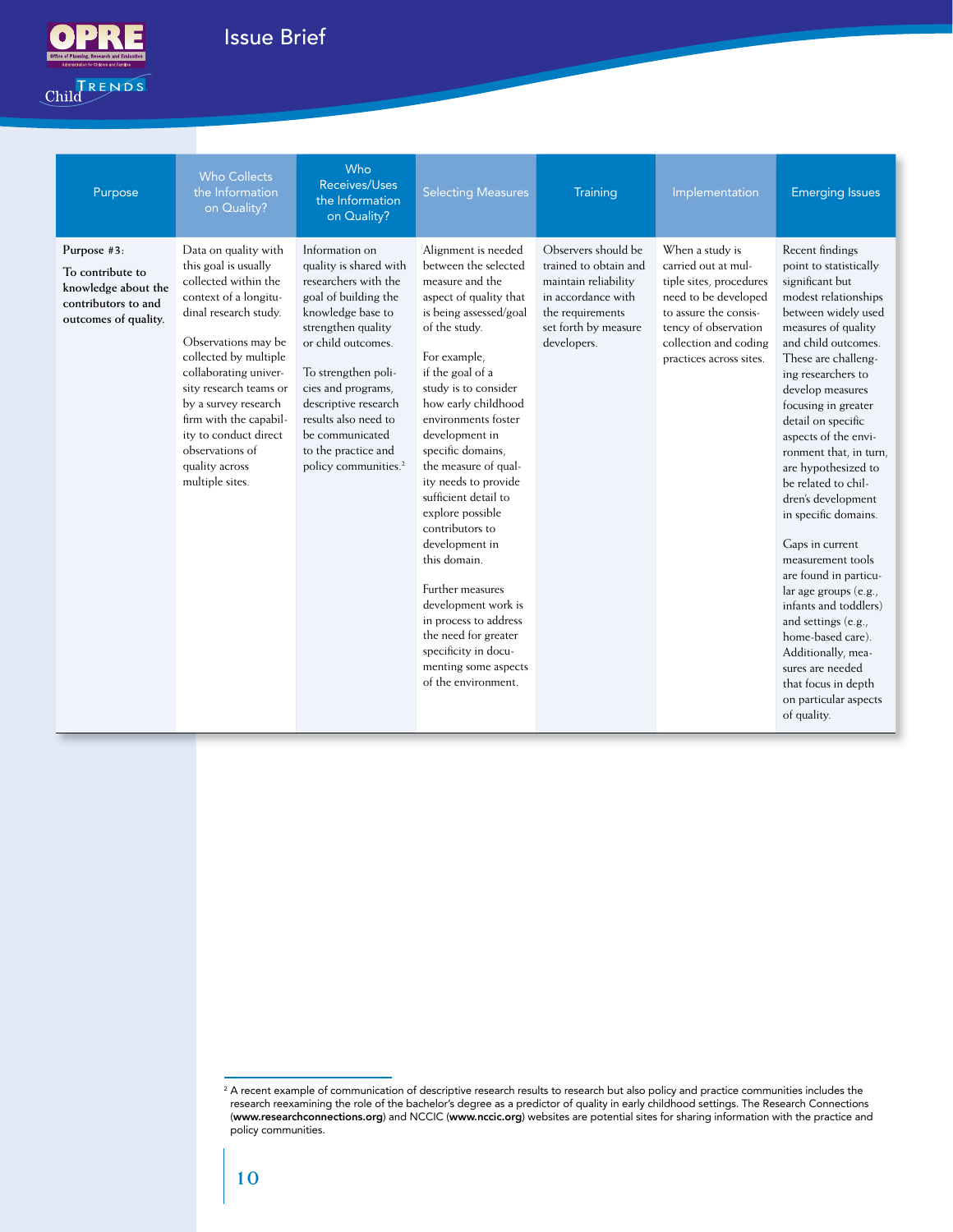| Purpose | Who Collects the Information on Quality? | Who Receives/Uses the Information on Quality? | Selecting Measures | Training | Implementation | Emerging Issues |
|---|---|---|---|---|---|---|
| **Purpose #3:** **To contribute to knowledge about the contributors to and outcomes of quality.** | Data on quality with this goal is usually collected within the context of a longitudinal research study.<br><br>Observations may be collected by multiple collaborating university research teams or by a survey research firm with the capability to conduct direct observations of quality across multiple sites. | Information on quality is shared with researchers with the goal of building the knowledge base to strengthen quality or child outcomes.<br><br>To strengthen policies and programs, descriptive research results also need to be communicated to the practice and policy communities.[2] | Alignment is needed between the selected measure and the aspect of quality that is being assessed/goal of the study.<br><br>For example, if the goal of a study is to consider how early childhood environments foster development in specific domains, the measure of quality needs to provide sufficient detail to explore possible contributors to development in this domain.<br><br>Further measures development work is in process to address the need for greater specificity in documenting some aspects of the environment. | Observers should be trained to obtain and maintain reliability in accordance with the requirements set forth by measure developers. | When a study is carried out at multiple sites, procedures need to be developed to assure the consistency of observation collection and coding practices across sites. | Recent findings point to statistically significant but modest relationships between widely used measures of quality and child outcomes. These are challenging researchers to develop measures focusing in greater detail on specific aspects of the environment that, in turn, are hypothesized to be related to children's development in specific domains.<br><br>Gaps in current measurement tools are found in particular age groups (e.g., infants and toddlers) and settings (e.g., home-based care). Additionally, measures are needed that focus in depth on particular aspects of quality. |

[2] A recent example of communication of descriptive research results to research but also policy and practice communities includes the research reexamining the role of the bachelor's degree as a predictor of quality in early childhood settings. The Research Connections (**www.researchconnections.org**) and NCCIC (**www.nccic.org**) websites are potential sites for sharing information with the practice and policy communities.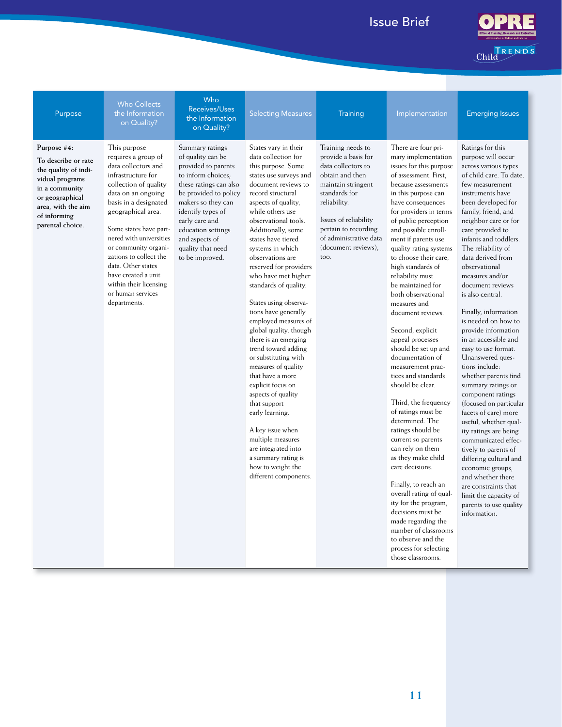| Purpose | Who Collects the Information on Quality? | Who Receives/Uses the Information on Quality? | Selecting Measures | Training | Implementation | Emerging Issues |
|---|---|---|---|---|---|---|
| **Purpose #4:** **To describe or rate the quality of individual programs in a community or geographical area, with the aim of informing parental choice.** | This purpose requires a group of data collectors and infrastructure for collection of quality data on an ongoing basis in a designated geographical area. Some states have partnered with universities or community organizations to collect the data. Other states have created a unit within their licensing or human services departments. | Summary ratings of quality can be provided to parents to inform choices; these ratings can also be provided to policy makers so they can identify types of early care and education settings and aspects of quality that need to be improved. | States vary in their data collection for this purpose. Some states use surveys and document reviews to record structural aspects of quality, while others use observational tools. Additionally, some states have tiered systems in which observations are reserved for providers who have met higher standards of quality. States using observations have generally employed measures of global quality, though there is an emerging trend toward adding or substituting with measures of quality that have a more explicit focus on aspects of quality that support early learning. A key issue when multiple measures are integrated into a summary rating is how to weight the different components. | Training needs to provide a basis for data collectors to obtain and then maintain stringent standards for reliability. Issues of reliability pertain to recording of administrative data (document reviews), too. | There are four primary implementation issues for this purpose of assessment. First, because assessments in this purpose can have consequences for providers in terms of public perception and possible enrollment if parents use quality rating systems to choose their care, high standards of reliability must be maintained for both observational measures and document reviews. Second, explicit appeal processes should be set up and documentation of measurement practices and standards should be clear. Third, the frequency of ratings must be determined. The ratings should be current so parents can rely on them as they make child care decisions. Finally, to reach an overall rating of quality for the program, decisions must be made regarding the number of classrooms to observe and the process for selecting those classrooms. | Ratings for this purpose will occur across various types of child care. To date, few measurement instruments have been developed for family, friend, and neighbor care or for care provided to infants and toddlers. The reliability of data derived from observational measures and/or document reviews is also central. Finally, information is needed on how to provide information in an accessible and easy to use format. Unanswered questions include: whether parents find summary ratings or component ratings (focused on particular facets of care) more useful, whether quality ratings are being communicated effectively to parents of differing cultural and economic groups, and whether there are constraints that limit the capacity of parents to use quality information. |